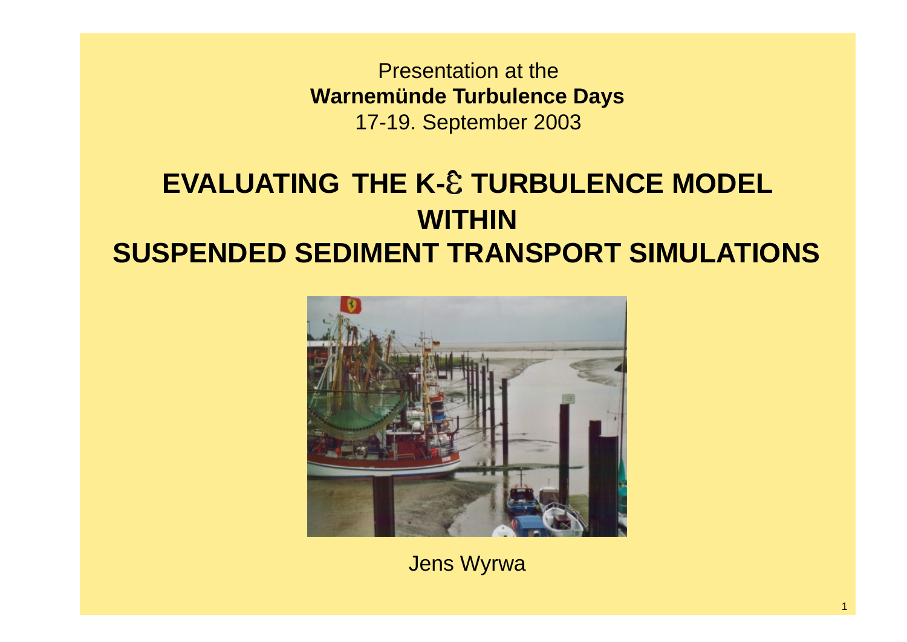Presentation at the
**Warnemünde Turbulence Days**
17-19. September 2003

# EVALUATING THE K-$\varepsilon$ TURBULENCE MODEL WITHIN SUSPENDED SEDIMENT TRANSPORT SIMULATIONS

Jens Wyrwa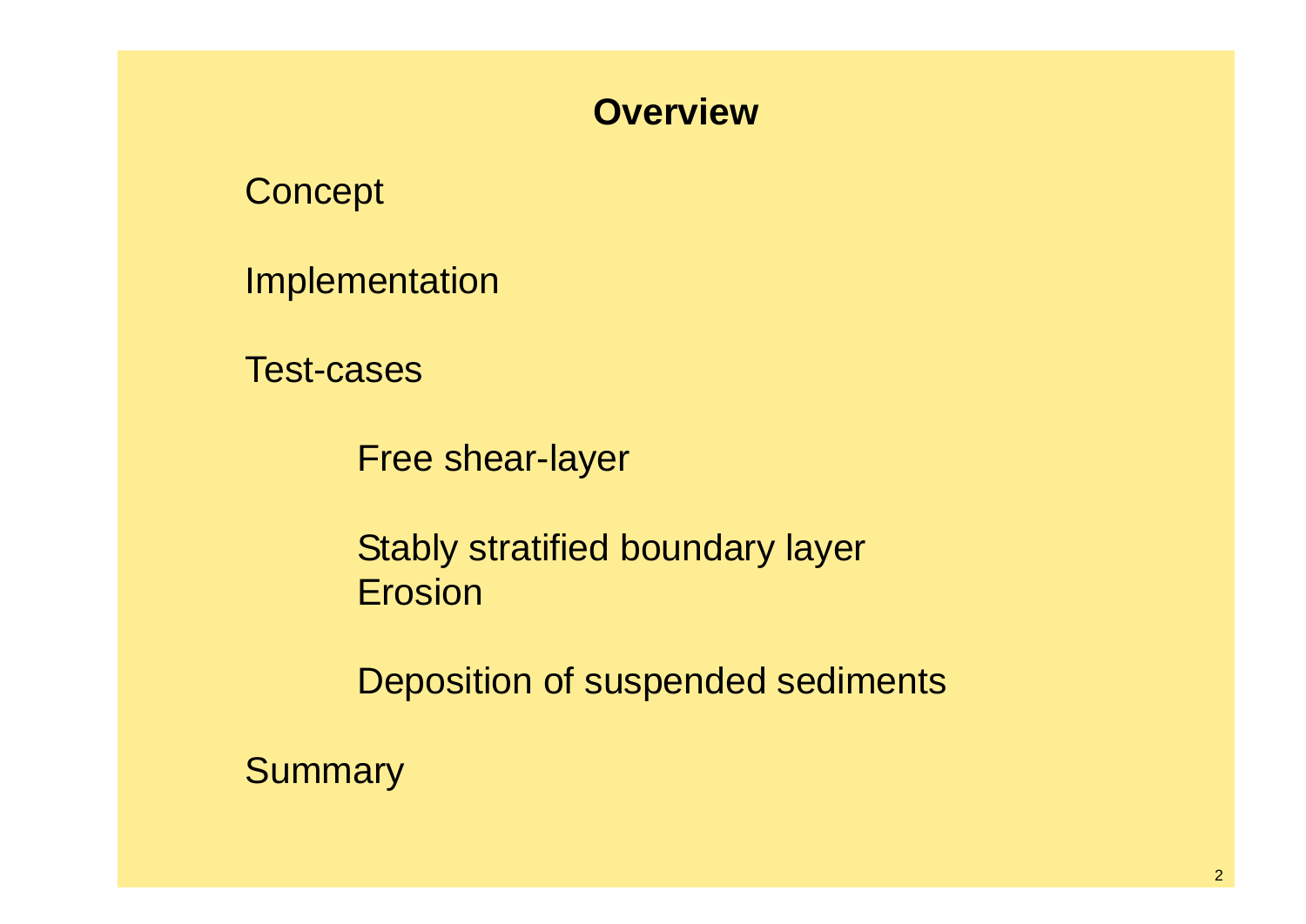# Overview

Concept

Implementation

Test-cases

- Free shear-layer
- Stably stratified boundary layer  
  Erosion
- Deposition of suspended sediments

Summary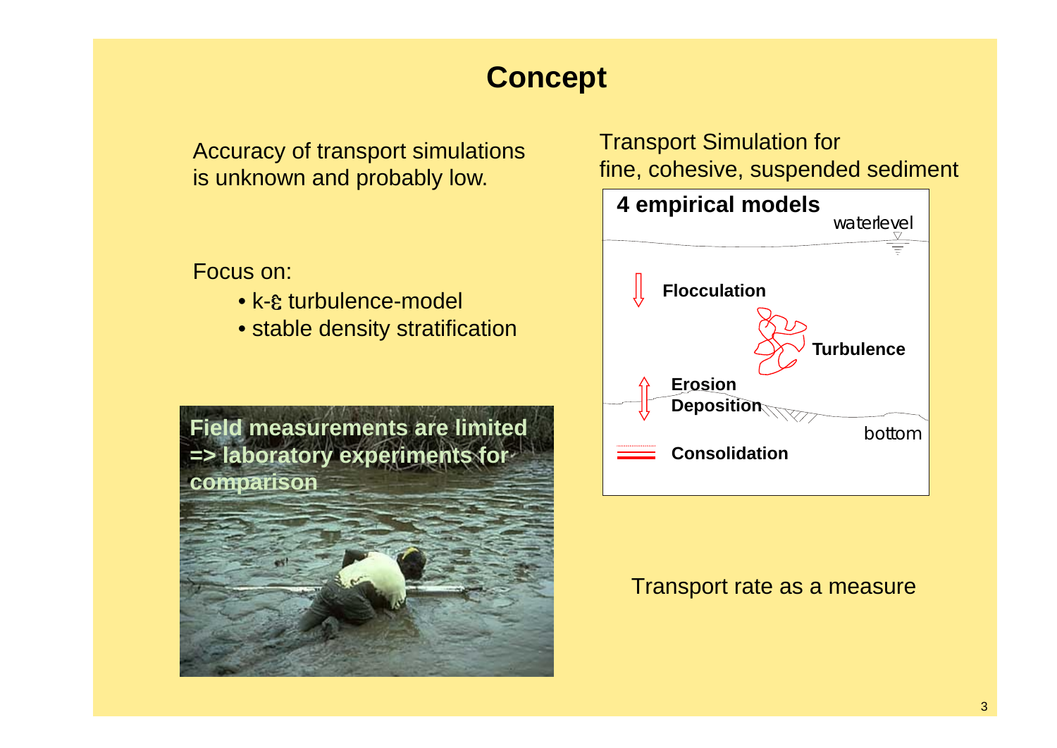# Concept

Accuracy of transport simulations is unknown and probably low.

Focus on:

- k-ε turbulence-model
- stable density stratification

**Field measurements are limited => laboratory experiments for comparison**

Transport Simulation for fine, cohesive, suspended sediment

**4 empirical models**

waterlevel

**Flocculation**

**Turbulence**

**Erosion**
**Deposition**

bottom

**Consolidation**

Transport rate as a measure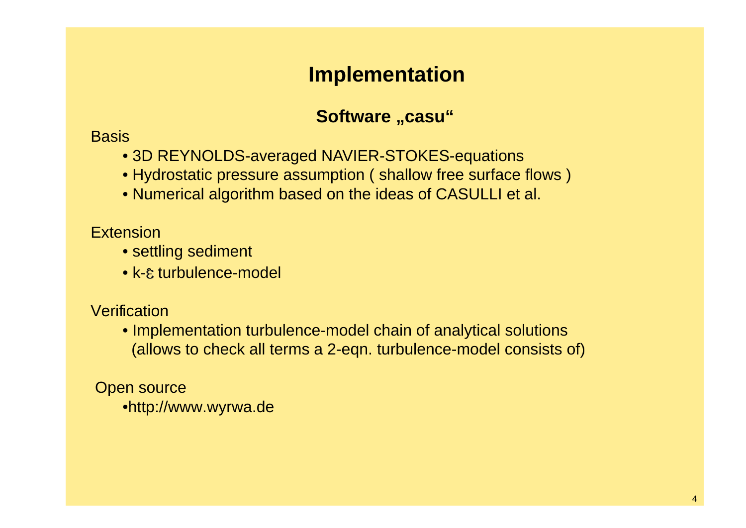# Implementation

## Software „casu“

Basis

- 3D REYNOLDS-averaged NAVIER-STOKES-equations
- Hydrostatic pressure assumption ( shallow free surface flows )
- Numerical algorithm based on the ideas of CASULLI et al.

Extension

- settling sediment
- k-$\varepsilon$ turbulence-model

Verification

- Implementation turbulence-model chain of analytical solutions (allows to check all terms a 2-eqn. turbulence-model consists of)

Open source

- http://www.wyrwa.de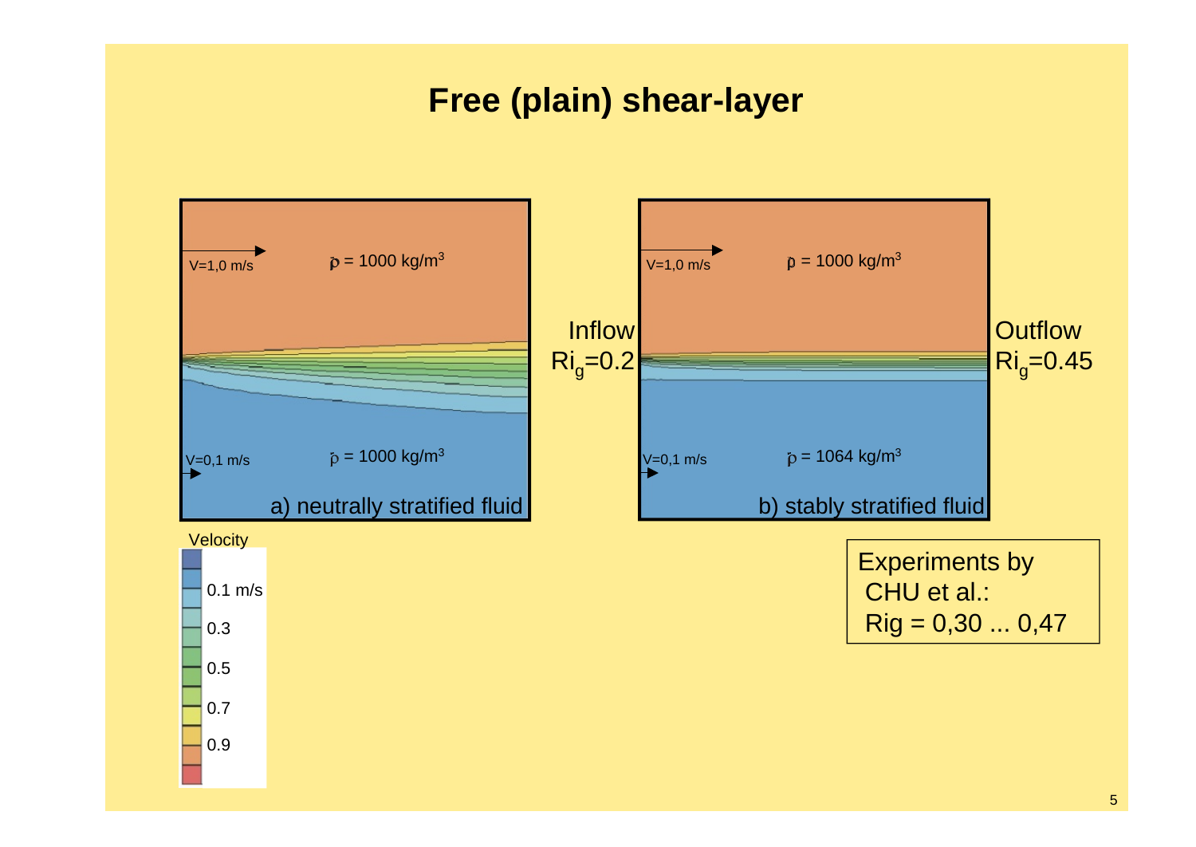# Free (plain) shear-layer

V=1,0 m/s $\bar{\rho}$ = 1000 kg/m$^3$

V=0,1 m/s $\bar{\rho}$ = 1000 kg/m$^3$

a) neutrally stratified fluid

Inflow $Ri_g$=0.2

V=1,0 m/s $\bar{\rho}$ = 1000 kg/m$^3$

V=0,1 m/s $\bar{\rho}$ = 1064 kg/m$^3$

b) stably stratified fluid

Outflow $Ri_g$=0.45

Velocity

0.1 m/s
0.3
0.5
0.7
0.9

Experiments by CHU et al.: Rig = 0,30 ... 0,47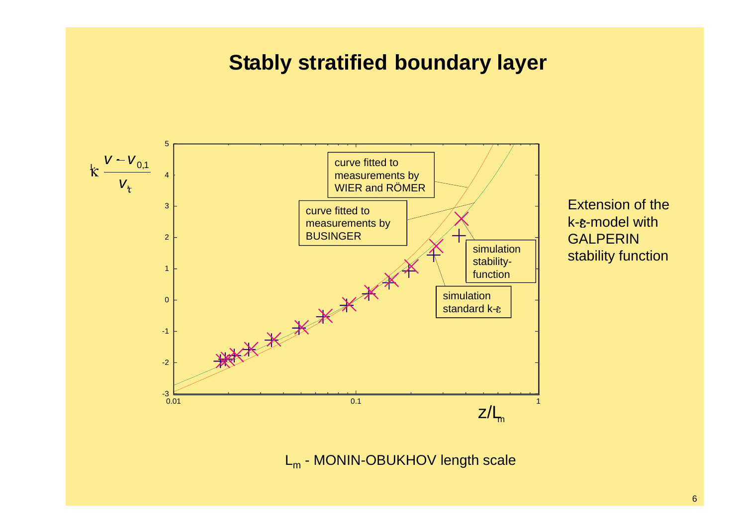# Stably stratified boundary layer

$$\kappa \frac{v - v_{0,1}}{v_\tau}$$

curve fitted to measurements by WIER and RÖMER

curve fitted to measurements by BUSINGER

simulation stability-function

simulation standard k-ε

$z/L_m$

Extension of the k-ε-model with GALPERIN stability function

$L_m$ - MONIN-OBUKHOV length scale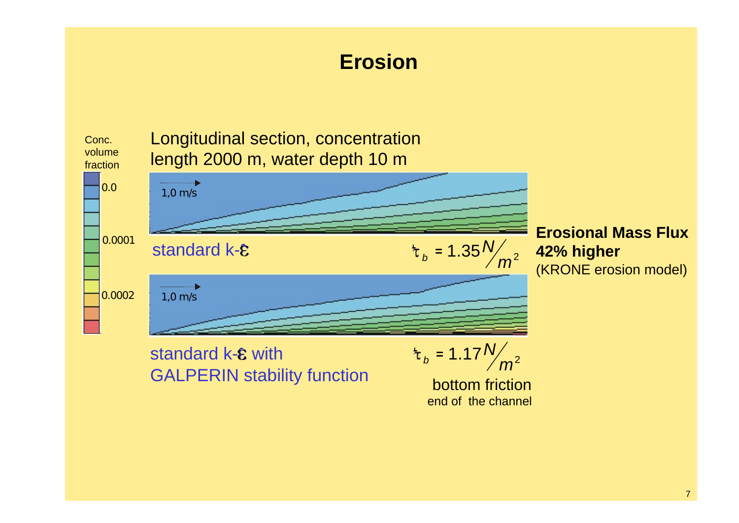# Erosion

Conc. volume fraction

0.0

0.0001

0.0002

Longitudinal section, concentration
length 2000 m, water depth 10 m

1,0 m/s

standard k-$\varepsilon$

$\tau_b = 1.35 \, N/m^2$

1,0 m/s

standard k-$\varepsilon$ with
GALPERIN stability function

$\tau_b = 1.17 \, N/m^2$

bottom friction
end of the channel

**Erosional Mass Flux**
**42% higher**
(KRONE erosion model)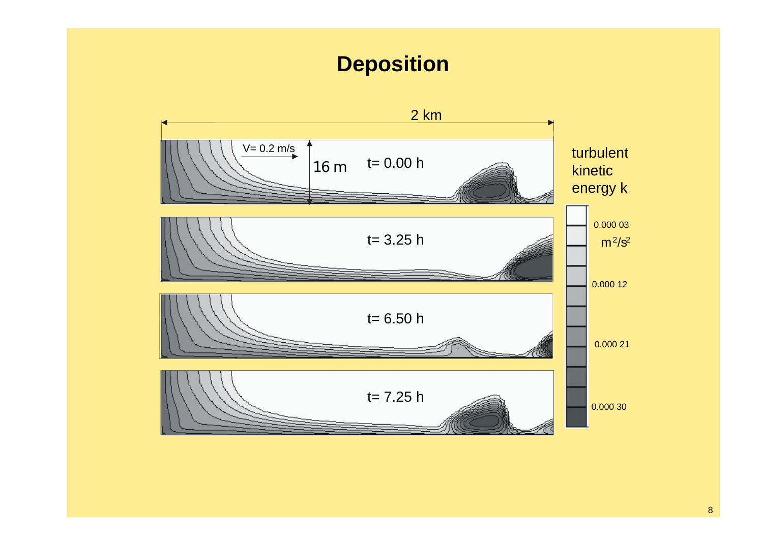# Deposition

2 km

V= 0.2 m/s

16 m

t= 0.00 h

t= 3.25 h

t= 6.50 h

t= 7.25 h

turbulent kinetic energy k

0.000 03

$m^2/s^2$

0.000 12

0.000 21

0.000 30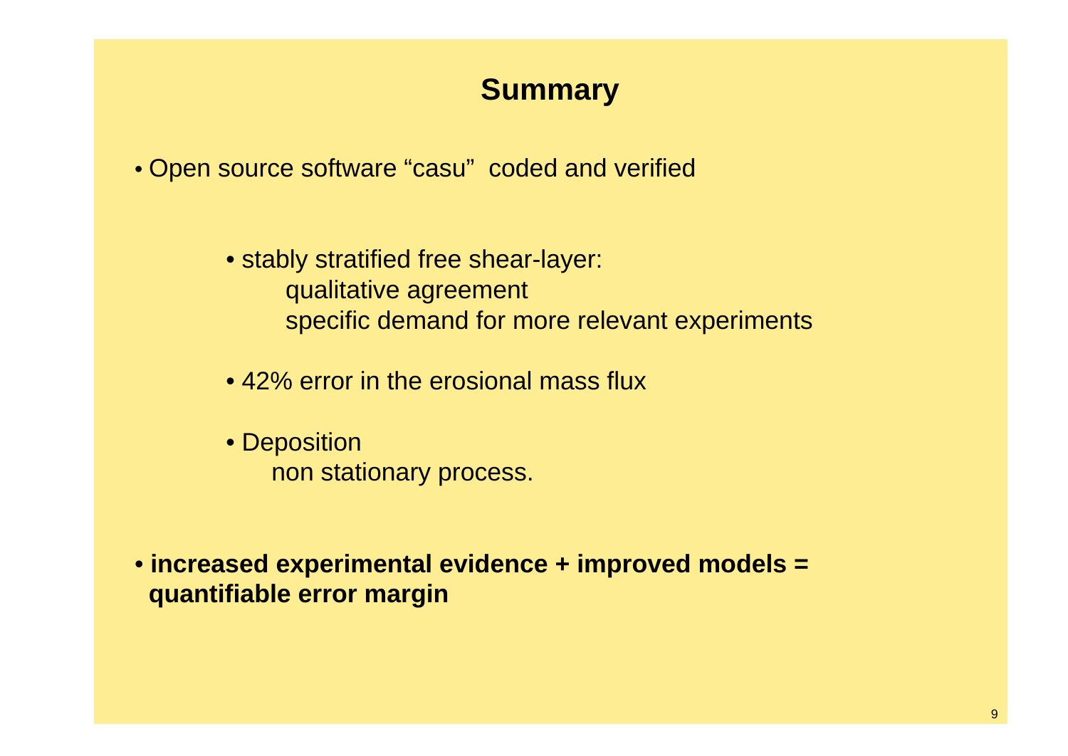# Summary

- Open source software “casu” coded and verified

  - stably stratified free shear-layer:
    qualitative agreement
    specific demand for more relevant experiments

  - 42% error in the erosional mass flux

  - Deposition
    non stationary process.

- **increased experimental evidence + improved models = quantifiable error margin**